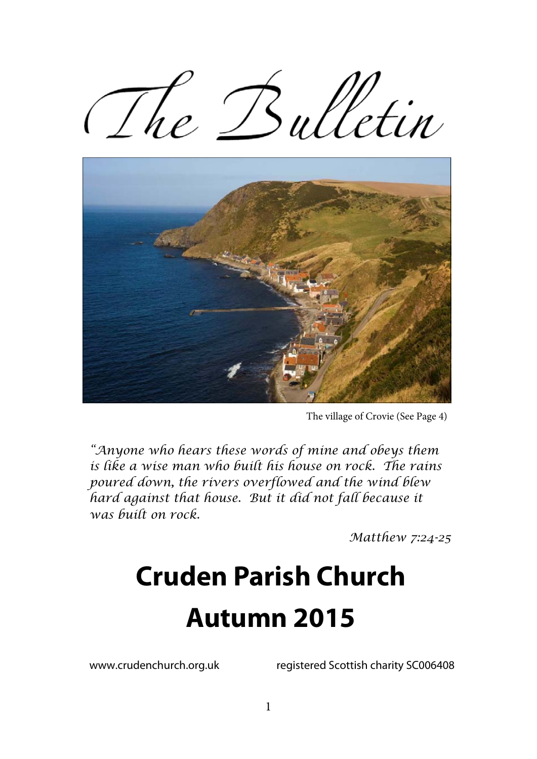# The Bulletin

The village of Crovie (See Page 4)

*"Anyone who hears these words of mine and obeys them is like a wise man who built his house on rock. The rains poured down, the rivers overflowed and the wind blew hard against that house. But it did not fall because it was built on rock.*

*Matthew 7:24-25*

# Cruden Parish Church

# Autumn 2015

www.crudenchurch.org.uk registered Scottish charity SC006408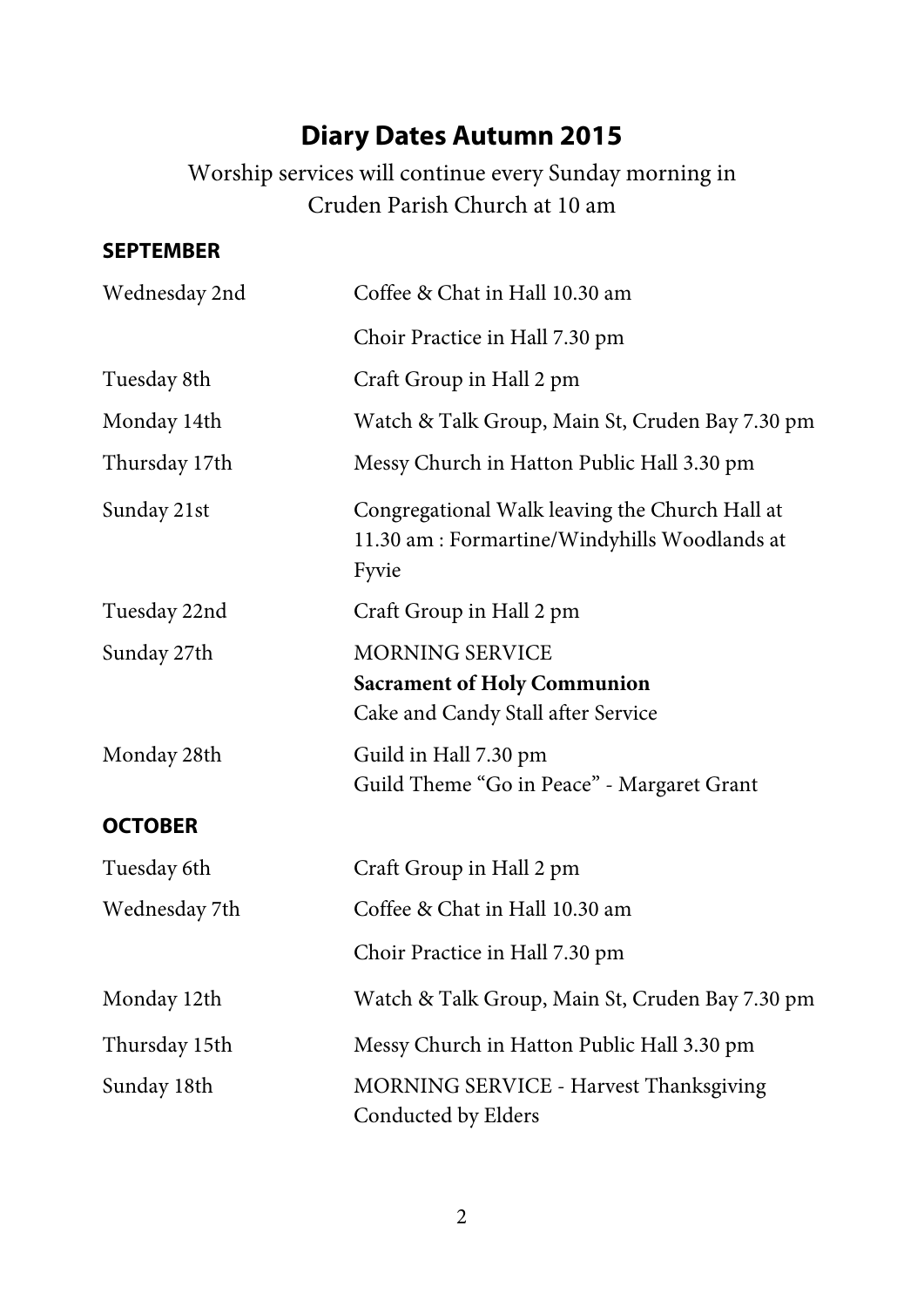# Diary Dates Autumn 2015

Worship services will continue every Sunday morning in Cruden Parish Church at 10 am

## SEPTEMBER

| | |
|---|---|
| Wednesday 2nd | Coffee & Chat in Hall 10.30 am |
| | Choir Practice in Hall 7.30 pm |
| Tuesday 8th | Craft Group in Hall 2 pm |
| Monday 14th | Watch & Talk Group, Main St, Cruden Bay 7.30 pm |
| Thursday 17th | Messy Church in Hatton Public Hall 3.30 pm |
| Sunday 21st | Congregational Walk leaving the Church Hall at 11.30 am : Formartine/Windyhills Woodlands at Fyvie |
| Tuesday 22nd | Craft Group in Hall 2 pm |
| Sunday 27th | MORNING SERVICE<br>**Sacrament of Holy Communion**<br>Cake and Candy Stall after Service |
| Monday 28th | Guild in Hall 7.30 pm<br>Guild Theme "Go in Peace" - Margaret Grant |

## OCTOBER

| | |
|---|---|
| Tuesday 6th | Craft Group in Hall 2 pm |
| Wednesday 7th | Coffee & Chat in Hall 10.30 am |
| | Choir Practice in Hall 7.30 pm |
| Monday 12th | Watch & Talk Group, Main St, Cruden Bay 7.30 pm |
| Thursday 15th | Messy Church in Hatton Public Hall 3.30 pm |
| Sunday 18th | MORNING SERVICE - Harvest Thanksgiving<br>Conducted by Elders |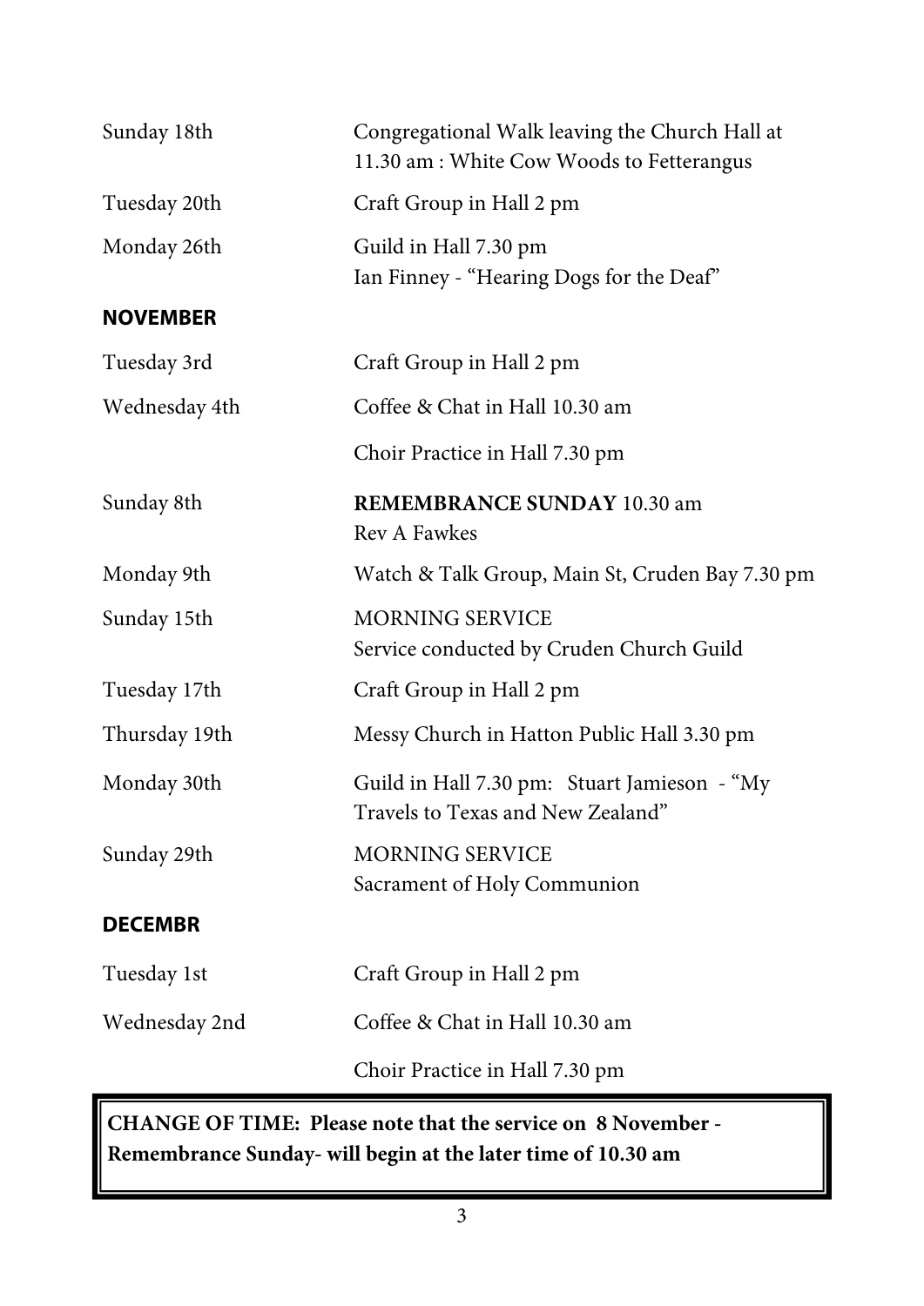| | |
|---|---|
| Sunday 18th | Congregational Walk leaving the Church Hall at 11.30 am : White Cow Woods to Fetterangus |
| Tuesday 20th | Craft Group in Hall 2 pm |
| Monday 26th | Guild in Hall 7.30 pm<br>Ian Finney - "Hearing Dogs for the Deaf" |

**NOVEMBER**

| | |
|---|---|
| Tuesday 3rd | Craft Group in Hall 2 pm |
| Wednesday 4th | Coffee & Chat in Hall 10.30 am |
| | Choir Practice in Hall 7.30 pm |
| Sunday 8th | **REMEMBRANCE SUNDAY** 10.30 am<br>Rev A Fawkes |
| Monday 9th | Watch & Talk Group, Main St, Cruden Bay 7.30 pm |
| Sunday 15th | MORNING SERVICE<br>Service conducted by Cruden Church Guild |
| Tuesday 17th | Craft Group in Hall 2 pm |
| Thursday 19th | Messy Church in Hatton Public Hall 3.30 pm |
| Monday 30th | Guild in Hall 7.30 pm: Stuart Jamieson - "My Travels to Texas and New Zealand" |
| Sunday 29th | MORNING SERVICE<br>Sacrament of Holy Communion |

**DECEMBR**

| | |
|---|---|
| Tuesday 1st | Craft Group in Hall 2 pm |
| Wednesday 2nd | Coffee & Chat in Hall 10.30 am |
| | Choir Practice in Hall 7.30 pm |

**CHANGE OF TIME: Please note that the service on 8 November - Remembrance Sunday- will begin at the later time of 10.30 am**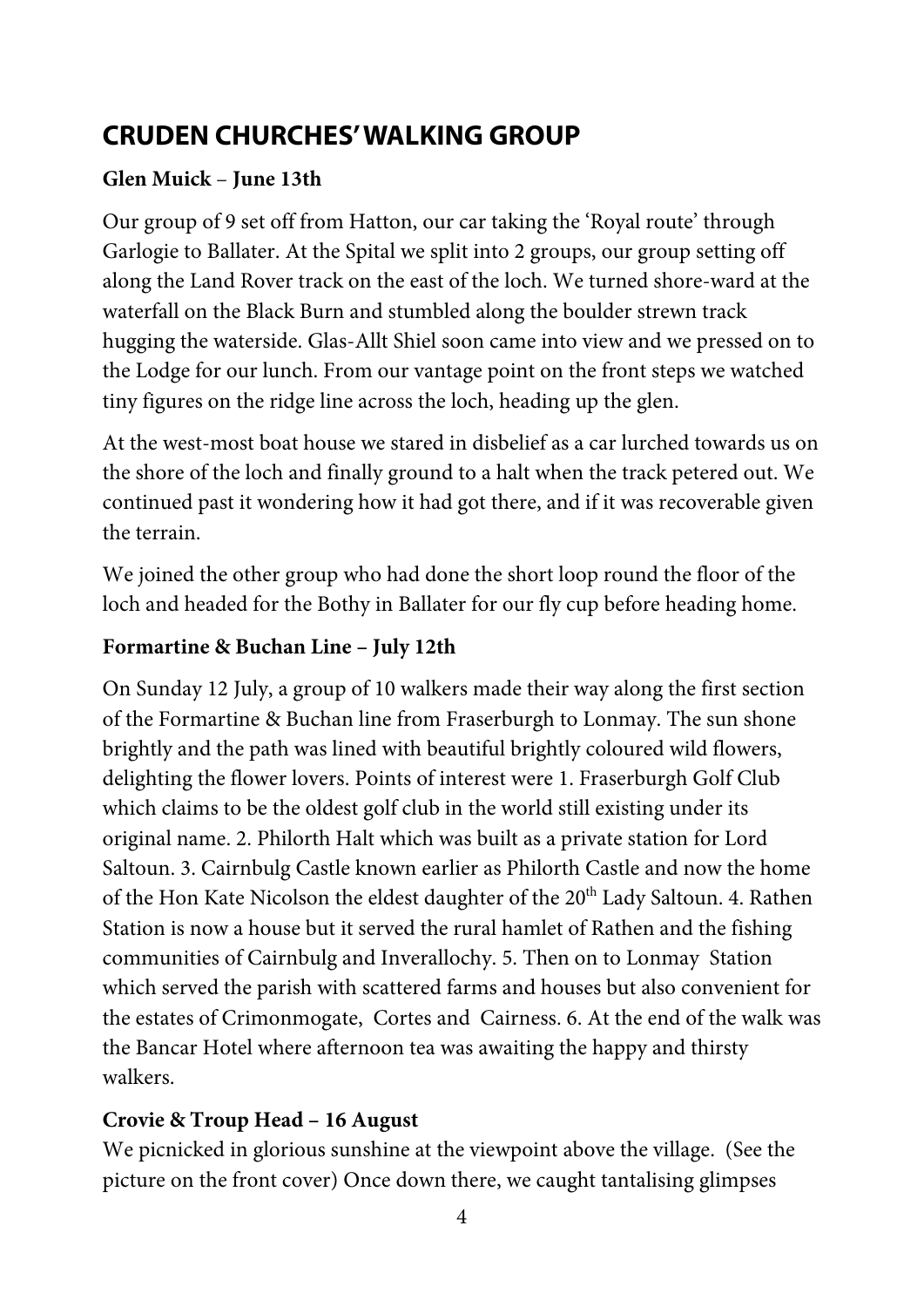# CRUDEN CHURCHES' WALKING GROUP

### Glen Muick – June 13th

Our group of 9 set off from Hatton, our car taking the 'Royal route' through Garlogie to Ballater. At the Spital we split into 2 groups, our group setting off along the Land Rover track on the east of the loch. We turned shore-ward at the waterfall on the Black Burn and stumbled along the boulder strewn track hugging the waterside. Glas-Allt Shiel soon came into view and we pressed on to the Lodge for our lunch. From our vantage point on the front steps we watched tiny figures on the ridge line across the loch, heading up the glen.

At the west-most boat house we stared in disbelief as a car lurched towards us on the shore of the loch and finally ground to a halt when the track petered out. We continued past it wondering how it had got there, and if it was recoverable given the terrain.

We joined the other group who had done the short loop round the floor of the loch and headed for the Bothy in Ballater for our fly cup before heading home.

### Formartine & Buchan Line – July 12th

On Sunday 12 July, a group of 10 walkers made their way along the first section of the Formartine & Buchan line from Fraserburgh to Lonmay. The sun shone brightly and the path was lined with beautiful brightly coloured wild flowers, delighting the flower lovers. Points of interest were 1. Fraserburgh Golf Club which claims to be the oldest golf club in the world still existing under its original name. 2. Philorth Halt which was built as a private station for Lord Saltoun. 3. Cairnbulg Castle known earlier as Philorth Castle and now the home of the Hon Kate Nicolson the eldest daughter of the 20th Lady Saltoun. 4. Rathen Station is now a house but it served the rural hamlet of Rathen and the fishing communities of Cairnbulg and Inverallochy. 5. Then on to Lonmay Station which served the parish with scattered farms and houses but also convenient for the estates of Crimonmogate, Cortes and Cairness. 6. At the end of the walk was the Bancar Hotel where afternoon tea was awaiting the happy and thirsty walkers.

### Crovie & Troup Head – 16 August

We picnicked in glorious sunshine at the viewpoint above the village. (See the picture on the front cover) Once down there, we caught tantalising glimpses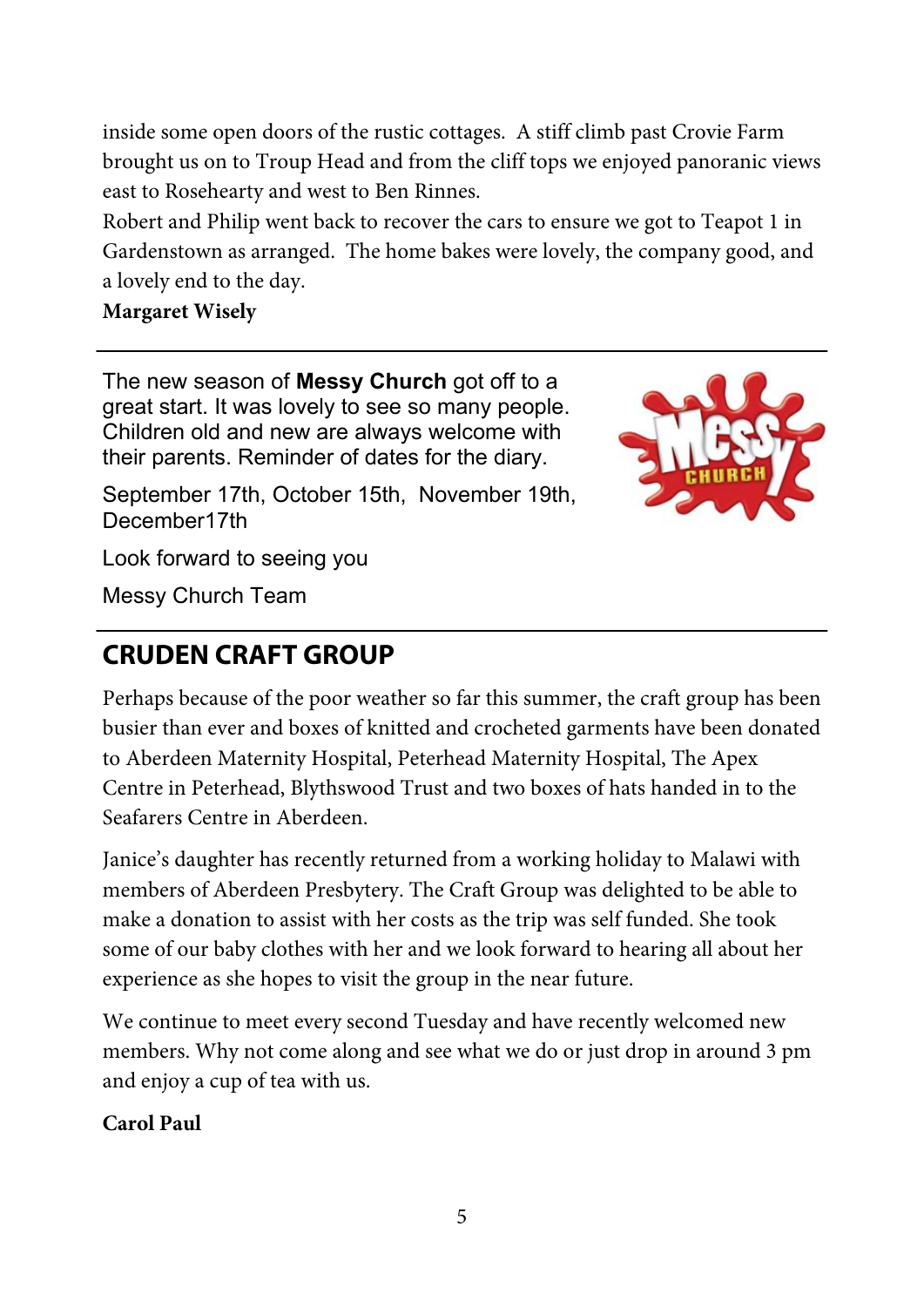inside some open doors of the rustic cottages.  A stiff climb past Crovie Farm brought us on to Troup Head and from the cliff tops we enjoyed panoranic views east to Rosehearty and west to Ben Rinnes.

Robert and Philip went back to recover the cars to ensure we got to Teapot 1 in Gardenstown as arranged.  The home bakes were lovely, the company good, and a lovely end to the day.

**Margaret Wisely**

---

The new season of **Messy Church** got off to a great start. It was lovely to see so many people. Children old and new are always welcome with their parents. Reminder of dates for the diary.

September 17th, October 15th,  November 19th, December17th

Look forward to seeing you

Messy Church Team

---

## CRUDEN CRAFT GROUP

Perhaps because of the poor weather so far this summer, the craft group has been busier than ever and boxes of knitted and crocheted garments have been donated to Aberdeen Maternity Hospital, Peterhead Maternity Hospital, The Apex Centre in Peterhead, Blythswood Trust and two boxes of hats handed in to the Seafarers Centre in Aberdeen.

Janice's daughter has recently returned from a working holiday to Malawi with members of Aberdeen Presbytery. The Craft Group was delighted to be able to make a donation to assist with her costs as the trip was self funded. She took some of our baby clothes with her and we look forward to hearing all about her experience as she hopes to visit the group in the near future.

We continue to meet every second Tuesday and have recently welcomed new members. Why not come along and see what we do or just drop in around 3 pm and enjoy a cup of tea with us.

**Carol Paul**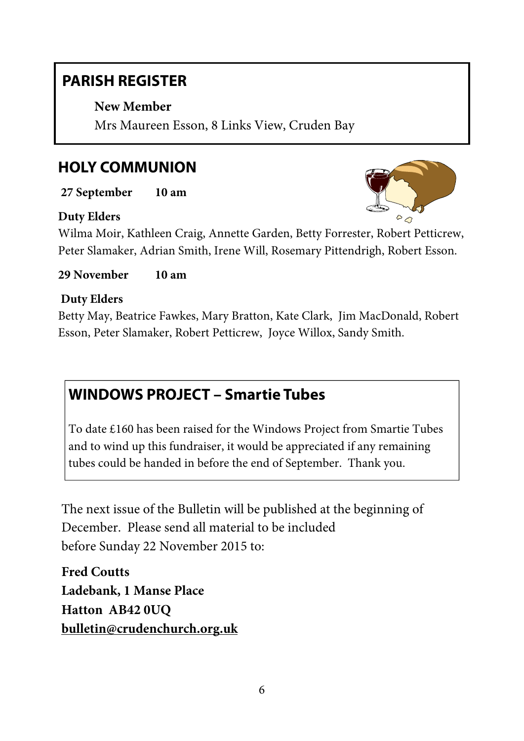## PARISH REGISTER

**New Member**

Mrs Maureen Esson, 8 Links View, Cruden Bay

## HOLY COMMUNION

**27 September 10 am**

**Duty Elders**

Wilma Moir, Kathleen Craig, Annette Garden, Betty Forrester, Robert Petticrew, Peter Slamaker, Adrian Smith, Irene Will, Rosemary Pittendrigh, Robert Esson.

**29 November 10 am**

**Duty Elders**

Betty May, Beatrice Fawkes, Mary Bratton, Kate Clark, Jim MacDonald, Robert Esson, Peter Slamaker, Robert Petticrew, Joyce Willox, Sandy Smith.

## WINDOWS PROJECT – Smartie Tubes

To date £160 has been raised for the Windows Project from Smartie Tubes and to wind up this fundraiser, it would be appreciated if any remaining tubes could be handed in before the end of September. Thank you.

The next issue of the Bulletin will be published at the beginning of December. Please send all material to be included before Sunday 22 November 2015 to:

**Fred Coutts**
**Ladebank, 1 Manse Place**
**Hatton AB42 0UQ**
**bulletin@crudenchurch.org.uk**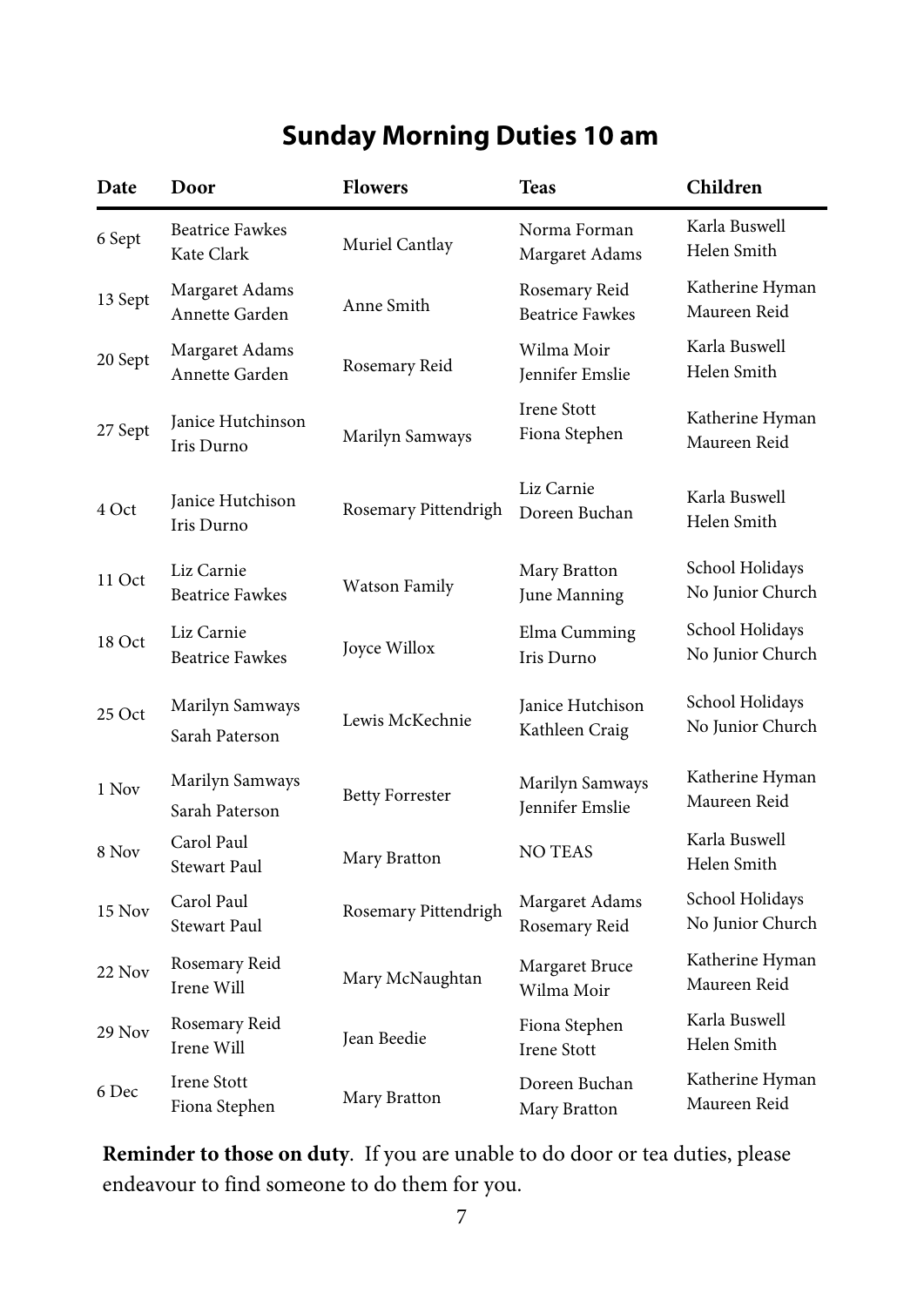## Sunday Morning Duties 10 am

| Date | Door | Flowers | Teas | Children |
|---|---|---|---|---|
| 6 Sept | Beatrice Fawkes<br>Kate Clark | Muriel Cantlay | Norma Forman<br>Margaret Adams | Karla Buswell<br>Helen Smith |
| 13 Sept | Margaret Adams<br>Annette Garden | Anne Smith | Rosemary Reid<br>Beatrice Fawkes | Katherine Hyman<br>Maureen Reid |
| 20 Sept | Margaret Adams<br>Annette Garden | Rosemary Reid | Wilma Moir<br>Jennifer Emslie | Karla Buswell<br>Helen Smith |
| 27 Sept | Janice Hutchinson<br>Iris Durno | Marilyn Samways | Irene Stott<br>Fiona Stephen | Katherine Hyman<br>Maureen Reid |
| 4 Oct | Janice Hutchison<br>Iris Durno | Rosemary Pittendrigh | Liz Carnie<br>Doreen Buchan | Karla Buswell<br>Helen Smith |
| 11 Oct | Liz Carnie<br>Beatrice Fawkes | Watson Family | Mary Bratton<br>June Manning | School Holidays<br>No Junior Church |
| 18 Oct | Liz Carnie<br>Beatrice Fawkes | Joyce Willox | Elma Cumming<br>Iris Durno | School Holidays<br>No Junior Church |
| 25 Oct | Marilyn Samways<br>Sarah Paterson | Lewis McKechnie | Janice Hutchison<br>Kathleen Craig | School Holidays<br>No Junior Church |
| 1 Nov | Marilyn Samways<br>Sarah Paterson | Betty Forrester | Marilyn Samways<br>Jennifer Emslie | Katherine Hyman<br>Maureen Reid |
| 8 Nov | Carol Paul<br>Stewart Paul | Mary Bratton | NO TEAS | Karla Buswell<br>Helen Smith |
| 15 Nov | Carol Paul<br>Stewart Paul | Rosemary Pittendrigh | Margaret Adams<br>Rosemary Reid | School Holidays<br>No Junior Church |
| 22 Nov | Rosemary Reid<br>Irene Will | Mary McNaughtan | Margaret Bruce<br>Wilma Moir | Katherine Hyman<br>Maureen Reid |
| 29 Nov | Rosemary Reid<br>Irene Will | Jean Beedie | Fiona Stephen<br>Irene Stott | Karla Buswell<br>Helen Smith |
| 6 Dec | Irene Stott<br>Fiona Stephen | Mary Bratton | Doreen Buchan<br>Mary Bratton | Katherine Hyman<br>Maureen Reid |

**Reminder to those on duty**. If you are unable to do door or tea duties, please endeavour to find someone to do them for you.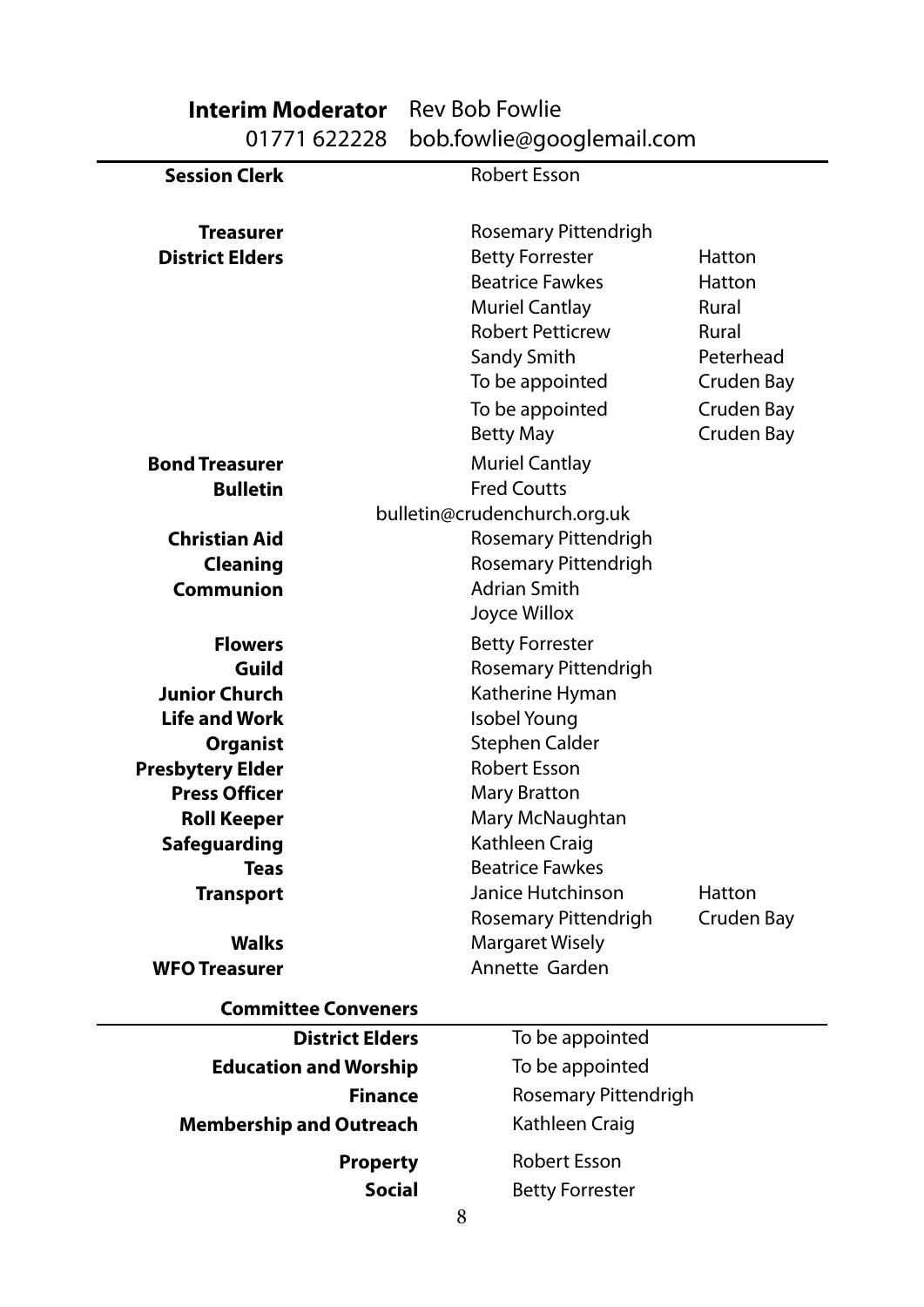**Interim Moderator** Rev Bob Fowlie
01771 622228 bob.fowlie@googlemail.com

| | | |
|---|---|---|
| **Session Clerk** | Robert Esson | |
| **Treasurer** | Rosemary Pittendrigh | |
| **District Elders** | Betty Forrester | Hatton |
| | Beatrice Fawkes | Hatton |
| | Muriel Cantlay | Rural |
| | Robert Petticrew | Rural |
| | Sandy Smith | Peterhead |
| | To be appointed | Cruden Bay |
| | To be appointed | Cruden Bay |
| | Betty May | Cruden Bay |
| **Bond Treasurer** | Muriel Cantlay | |
| **Bulletin** | Fred Coutts | |
| | bulletin@crudenchurch.org.uk | |
| **Christian Aid** | Rosemary Pittendrigh | |
| **Cleaning** | Rosemary Pittendrigh | |
| **Communion** | Adrian Smith | |
| | Joyce Willox | |
| **Flowers** | Betty Forrester | |
| **Guild** | Rosemary Pittendrigh | |
| **Junior Church** | Katherine Hyman | |
| **Life and Work** | Isobel Young | |
| **Organist** | Stephen Calder | |
| **Presbytery Elder** | Robert Esson | |
| **Press Officer** | Mary Bratton | |
| **Roll Keeper** | Mary McNaughtan | |
| **Safeguarding** | Kathleen Craig | |
| **Teas** | Beatrice Fawkes | |
| **Transport** | Janice Hutchinson | Hatton |
| | Rosemary Pittendrigh | Cruden Bay |
| **Walks** | Margaret Wisely | |
| **WFO Treasurer** | Annette Garden | |

**Committee Conveners**

| | |
|---|---|
| **District Elders** | To be appointed |
| **Education and Worship** | To be appointed |
| **Finance** | Rosemary Pittendrigh |
| **Membership and Outreach** | Kathleen Craig |
| **Property** | Robert Esson |
| **Social** | Betty Forrester |